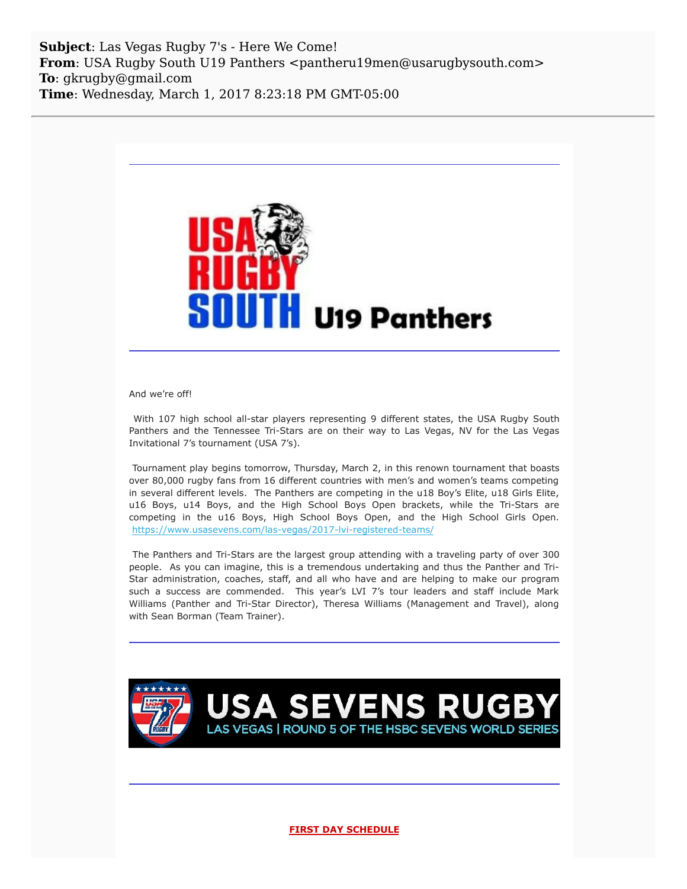**Subject**: Las Vegas Rugby 7's - Here We Come!
**From**: USA Rugby South U19 Panthers <pantheru19men@usarugbysouth.com>
**To**: gkrugby@gmail.com
**Time**: Wednesday, March 1, 2017 8:23:18 PM GMT-05:00

---

USA RUGBY SOUTH U19 Panthers

---

And we're off!

With 107 high school all-star players representing 9 different states, the USA Rugby South Panthers and the Tennessee Tri-Stars are on their way to Las Vegas, NV for the Las Vegas Invitational 7's tournament (USA 7's).

Tournament play begins tomorrow, Thursday, March 2, in this renown tournament that boasts over 80,000 rugby fans from 16 different countries with men's and women's teams competing in several different levels. The Panthers are competing in the u18 Boy's Elite, u18 Girls Elite, u16 Boys, u14 Boys, and the High School Boys Open brackets, while the Tri-Stars are competing in the u16 Boys, High School Boys Open, and the High School Girls Open. https://www.usasevens.com/las-vegas/2017-lvi-registered-teams/

The Panthers and Tri-Stars are the largest group attending with a traveling party of over 300 people. As you can imagine, this is a tremendous undertaking and thus the Panther and Tri-Star administration, coaches, staff, and all who have and are helping to make our program such a success are commended. This year's LVI 7's tour leaders and staff include Mark Williams (Panther and Tri-Star Director), Theresa Williams (Management and Travel), along with Sean Borman (Team Trainer).

---

USA SEVENS RUGBY
LAS VEGAS | ROUND 5 OF THE HSBC SEVENS WORLD SERIES

---

**FIRST DAY SCHEDULE**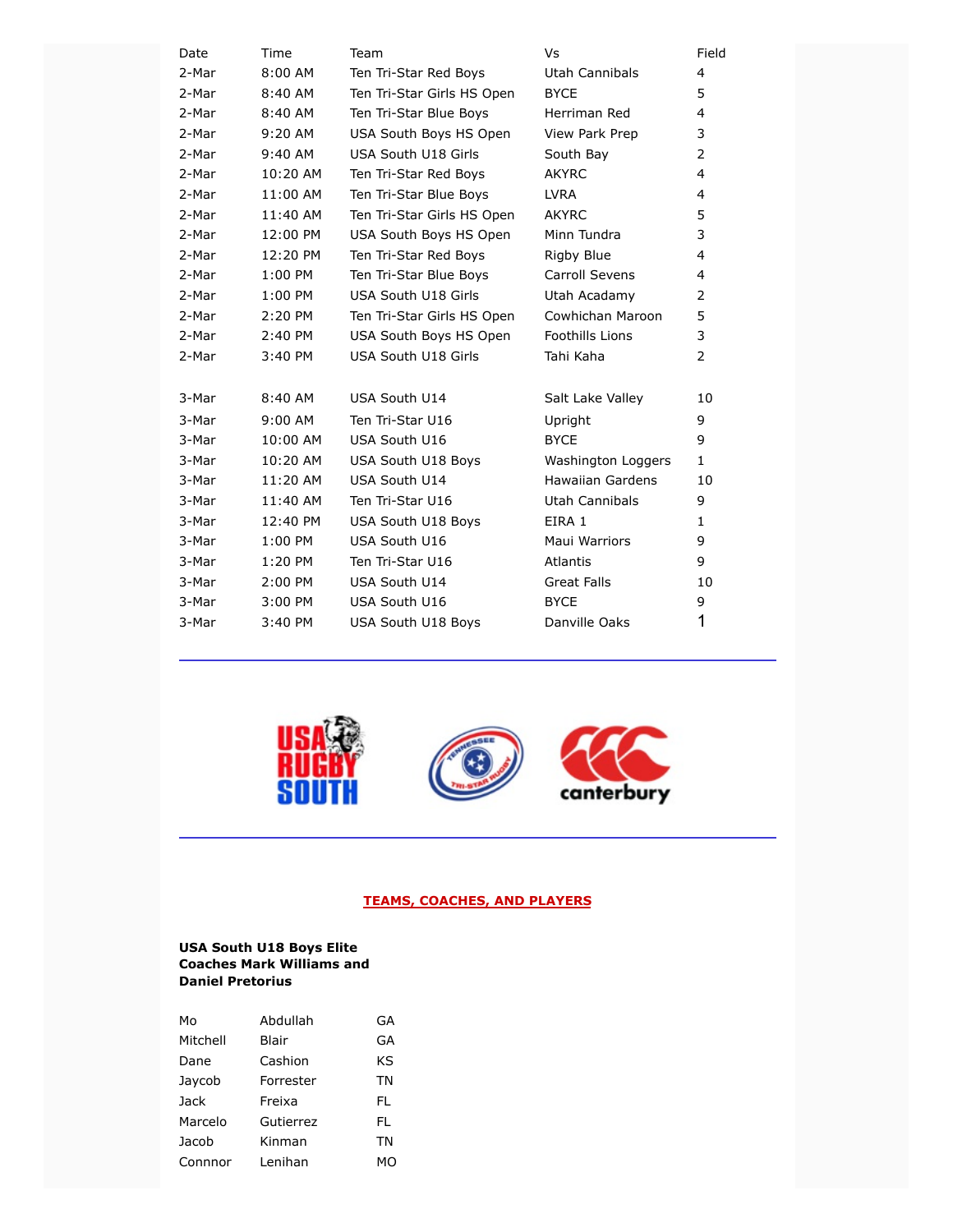| Date | Time | Team | Vs | Field |
|---|---|---|---|---|
| 2-Mar | 8:00 AM | Ten Tri-Star Red Boys | Utah Cannibals | 4 |
| 2-Mar | 8:40 AM | Ten Tri-Star Girls HS Open | BYCE | 5 |
| 2-Mar | 8:40 AM | Ten Tri-Star Blue Boys | Herriman Red | 4 |
| 2-Mar | 9:20 AM | USA South Boys HS Open | View Park Prep | 3 |
| 2-Mar | 9:40 AM | USA South U18 Girls | South Bay | 2 |
| 2-Mar | 10:20 AM | Ten Tri-Star Red Boys | AKYRC | 4 |
| 2-Mar | 11:00 AM | Ten Tri-Star Blue Boys | LVRA | 4 |
| 2-Mar | 11:40 AM | Ten Tri-Star Girls HS Open | AKYRC | 5 |
| 2-Mar | 12:00 PM | USA South Boys HS Open | Minn Tundra | 3 |
| 2-Mar | 12:20 PM | Ten Tri-Star Red Boys | Rigby Blue | 4 |
| 2-Mar | 1:00 PM | Ten Tri-Star Blue Boys | Carroll Sevens | 4 |
| 2-Mar | 1:00 PM | USA South U18 Girls | Utah Acadamy | 2 |
| 2-Mar | 2:20 PM | Ten Tri-Star Girls HS Open | Cowhichan Maroon | 5 |
| 2-Mar | 2:40 PM | USA South Boys HS Open | Foothills Lions | 3 |
| 2-Mar | 3:40 PM | USA South U18 Girls | Tahi Kaha | 2 |
| | | | | |
| 3-Mar | 8:40 AM | USA South U14 | Salt Lake Valley | 10 |
| 3-Mar | 9:00 AM | Ten Tri-Star U16 | Upright | 9 |
| 3-Mar | 10:00 AM | USA South U16 | BYCE | 9 |
| 3-Mar | 10:20 AM | USA South U18 Boys | Washington Loggers | 1 |
| 3-Mar | 11:20 AM | USA South U14 | Hawaiian Gardens | 10 |
| 3-Mar | 11:40 AM | Ten Tri-Star U16 | Utah Cannibals | 9 |
| 3-Mar | 12:40 PM | USA South U18 Boys | EIRA 1 | 1 |
| 3-Mar | 1:00 PM | USA South U16 | Maui Warriors | 9 |
| 3-Mar | 1:20 PM | Ten Tri-Star U16 | Atlantis | 9 |
| 3-Mar | 2:00 PM | USA South U14 | Great Falls | 10 |
| 3-Mar | 3:00 PM | USA South U16 | BYCE | 9 |
| 3-Mar | 3:40 PM | USA South U18 Boys | Danville Oaks | 1 |

---

---

## TEAMS, COACHES, AND PLAYERS

**USA South U18 Boys Elite**
**Coaches Mark Williams and Daniel Pretorius**

| | | |
|---|---|---|
| Mo | Abdullah | GA |
| Mitchell | Blair | GA |
| Dane | Cashion | KS |
| Jaycob | Forrester | TN |
| Jack | Freixa | FL |
| Marcelo | Gutierrez | FL |
| Jacob | Kinman | TN |
| Connnor | Lenihan | MO |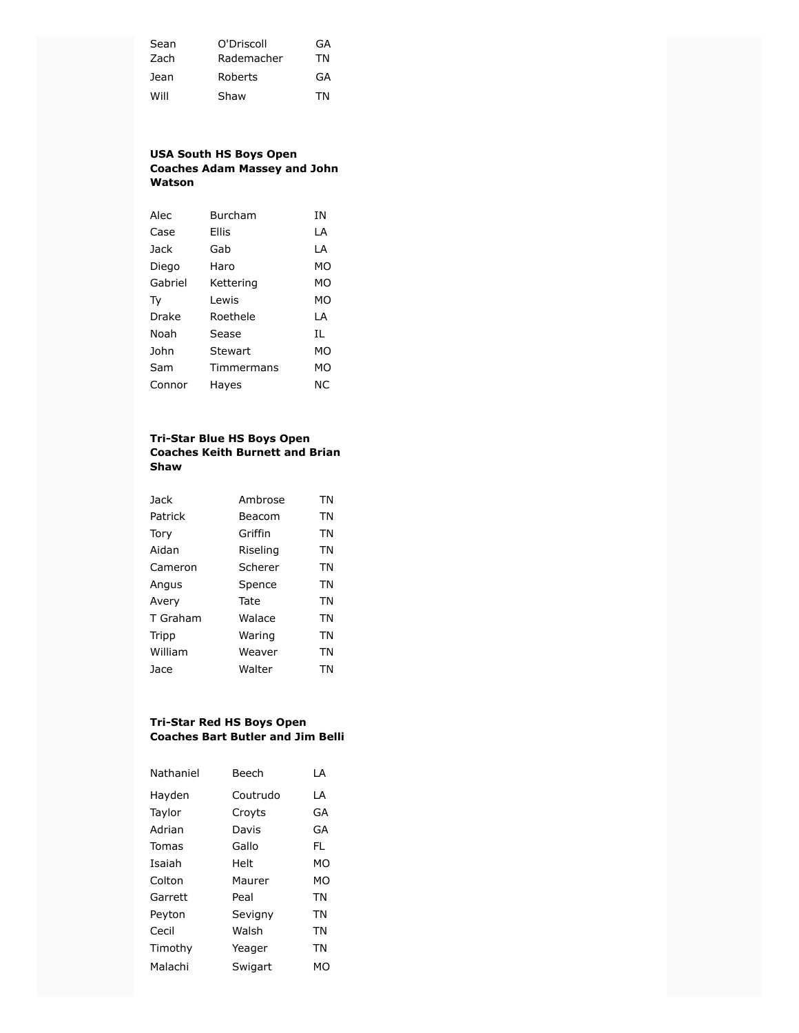| | | |
|---|---|---|
| Sean | O'Driscoll | GA |
| Zach | Rademacher | TN |
| Jean | Roberts | GA |
| Will | Shaw | TN |

**USA South HS Boys Open**
**Coaches Adam Massey and John Watson**

| | | |
|---|---|---|
| Alec | Burcham | IN |
| Case | Ellis | LA |
| Jack | Gab | LA |
| Diego | Haro | MO |
| Gabriel | Kettering | MO |
| Ty | Lewis | MO |
| Drake | Roethele | LA |
| Noah | Sease | IL |
| John | Stewart | MO |
| Sam | Timmermans | MO |
| Connor | Hayes | NC |

**Tri-Star Blue HS Boys Open**
**Coaches Keith Burnett and Brian Shaw**

| | | |
|---|---|---|
| Jack | Ambrose | TN |
| Patrick | Beacom | TN |
| Tory | Griffin | TN |
| Aidan | Riseling | TN |
| Cameron | Scherer | TN |
| Angus | Spence | TN |
| Avery | Tate | TN |
| T Graham | Walace | TN |
| Tripp | Waring | TN |
| William | Weaver | TN |
| Jace | Walter | TN |

**Tri-Star Red HS Boys Open**
**Coaches Bart Butler and Jim Belli**

| | | |
|---|---|---|
| Nathaniel | Beech | LA |
| Hayden | Coutrudo | LA |
| Taylor | Croyts | GA |
| Adrian | Davis | GA |
| Tomas | Gallo | FL |
| Isaiah | Helt | MO |
| Colton | Maurer | MO |
| Garrett | Peal | TN |
| Peyton | Sevigny | TN |
| Cecil | Walsh | TN |
| Timothy | Yeager | TN |
| Malachi | Swigart | MO |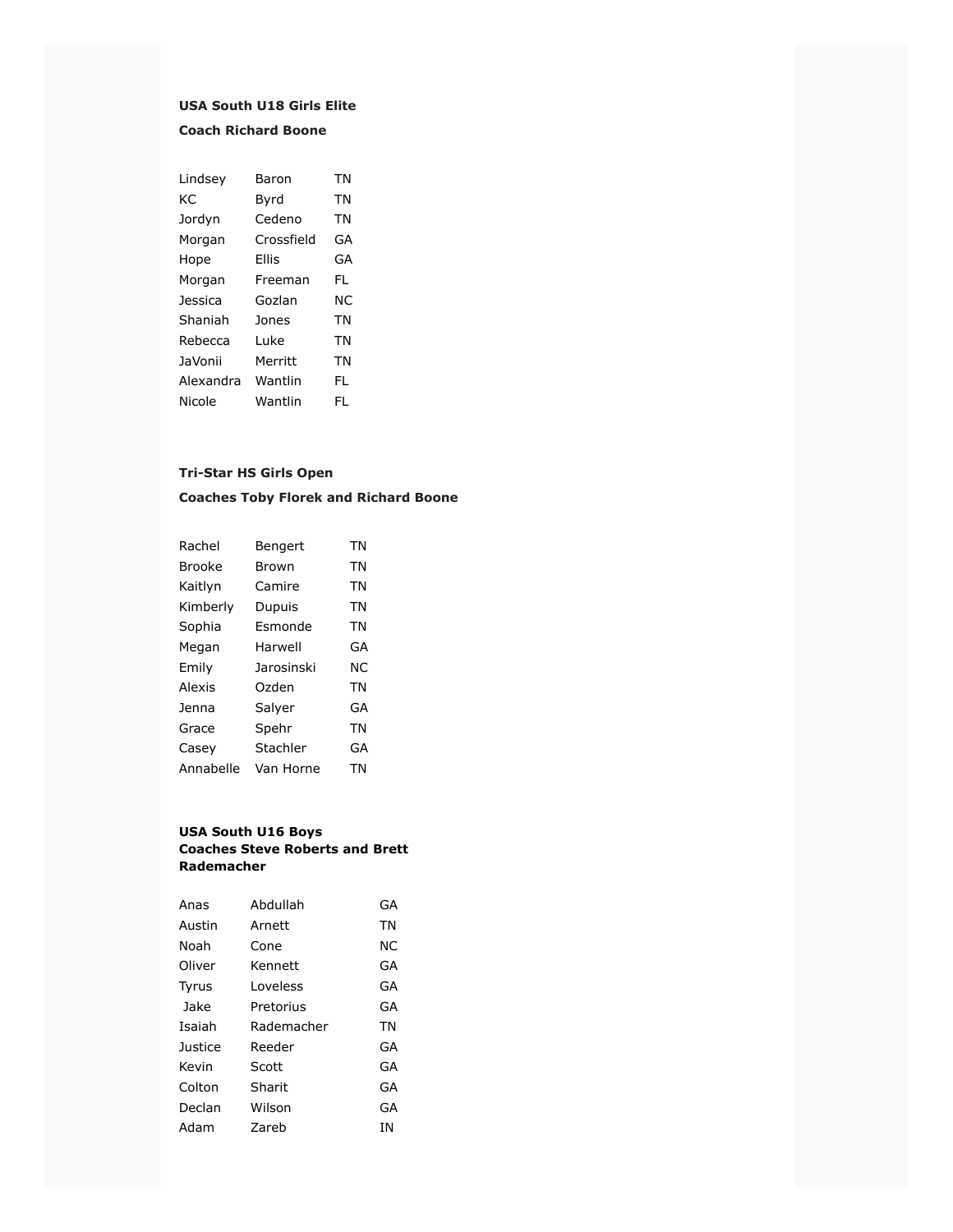**USA South U18 Girls Elite**

**Coach Richard Boone**

| | | |
|---|---|---|
| Lindsey | Baron | TN |
| KC | Byrd | TN |
| Jordyn | Cedeno | TN |
| Morgan | Crossfield | GA |
| Hope | Ellis | GA |
| Morgan | Freeman | FL |
| Jessica | Gozlan | NC |
| Shaniah | Jones | TN |
| Rebecca | Luke | TN |
| JaVonii | Merritt | TN |
| Alexandra | Wantlin | FL |
| Nicole | Wantlin | FL |

**Tri-Star HS Girls Open**

**Coaches Toby Florek and Richard Boone**

| | | |
|---|---|---|
| Rachel | Bengert | TN |
| Brooke | Brown | TN |
| Kaitlyn | Camire | TN |
| Kimberly | Dupuis | TN |
| Sophia | Esmonde | TN |
| Megan | Harwell | GA |
| Emily | Jarosinski | NC |
| Alexis | Ozden | TN |
| Jenna | Salyer | GA |
| Grace | Spehr | TN |
| Casey | Stachler | GA |
| Annabelle | Van Horne | TN |

**USA South U16 Boys**
**Coaches Steve Roberts and Brett Rademacher**

| | | |
|---|---|---|
| Anas | Abdullah | GA |
| Austin | Arnett | TN |
| Noah | Cone | NC |
| Oliver | Kennett | GA |
| Tyrus | Loveless | GA |
| Jake | Pretorius | GA |
| Isaiah | Rademacher | TN |
| Justice | Reeder | GA |
| Kevin | Scott | GA |
| Colton | Sharit | GA |
| Declan | Wilson | GA |
| Adam | Zareb | IN |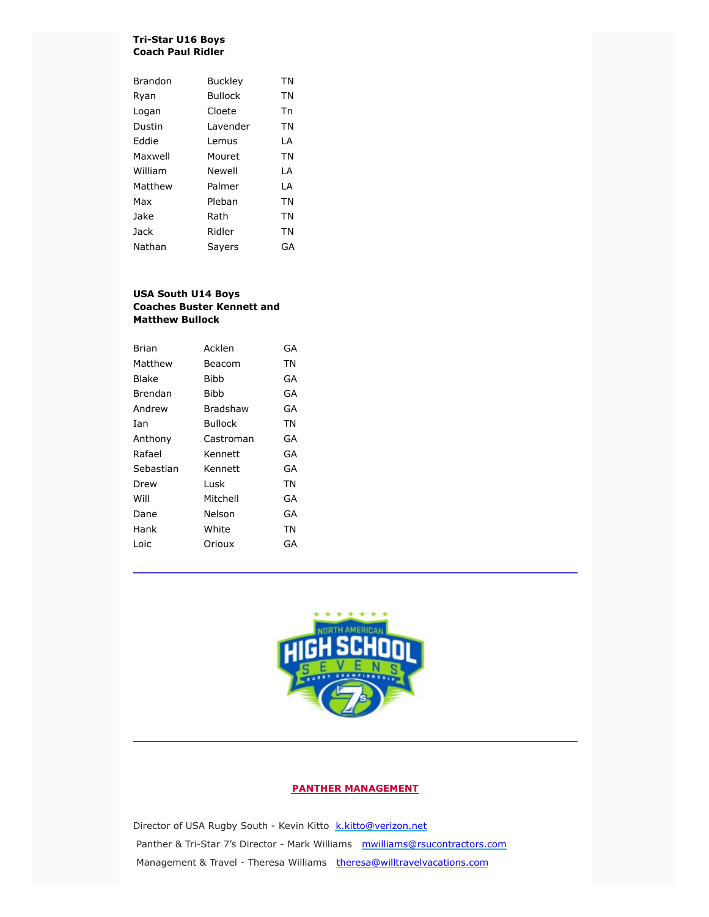**Tri-Star U16 Boys**
**Coach Paul Ridler**

| | | |
|---|---|---|
| Brandon | Buckley | TN |
| Ryan | Bullock | TN |
| Logan | Cloete | Tn |
| Dustin | Lavender | TN |
| Eddie | Lemus | LA |
| Maxwell | Mouret | TN |
| William | Newell | LA |
| Matthew | Palmer | LA |
| Max | Pleban | TN |
| Jake | Rath | TN |
| Jack | Ridler | TN |
| Nathan | Sayers | GA |

**USA South U14 Boys**
**Coaches Buster Kennett and Matthew Bullock**

| | | |
|---|---|---|
| Brian | Acklen | GA |
| Matthew | Beacom | TN |
| Blake | Bibb | GA |
| Brendan | Bibb | GA |
| Andrew | Bradshaw | GA |
| Ian | Bullock | TN |
| Anthony | Castroman | GA |
| Rafael | Kennett | GA |
| Sebastian | Kennett | GA |
| Drew | Lusk | TN |
| Will | Mitchell | GA |
| Dane | Nelson | GA |
| Hank | White | TN |
| Loic | Orioux | GA |

---

---

**PANTHER MANAGEMENT**

Director of USA Rugby South - Kevin Kitto k.kitto@verizon.net

Panther & Tri-Star 7's Director - Mark Williams mwilliams@rsucontractors.com

Management & Travel - Theresa Williams theresa@willtravelvacations.com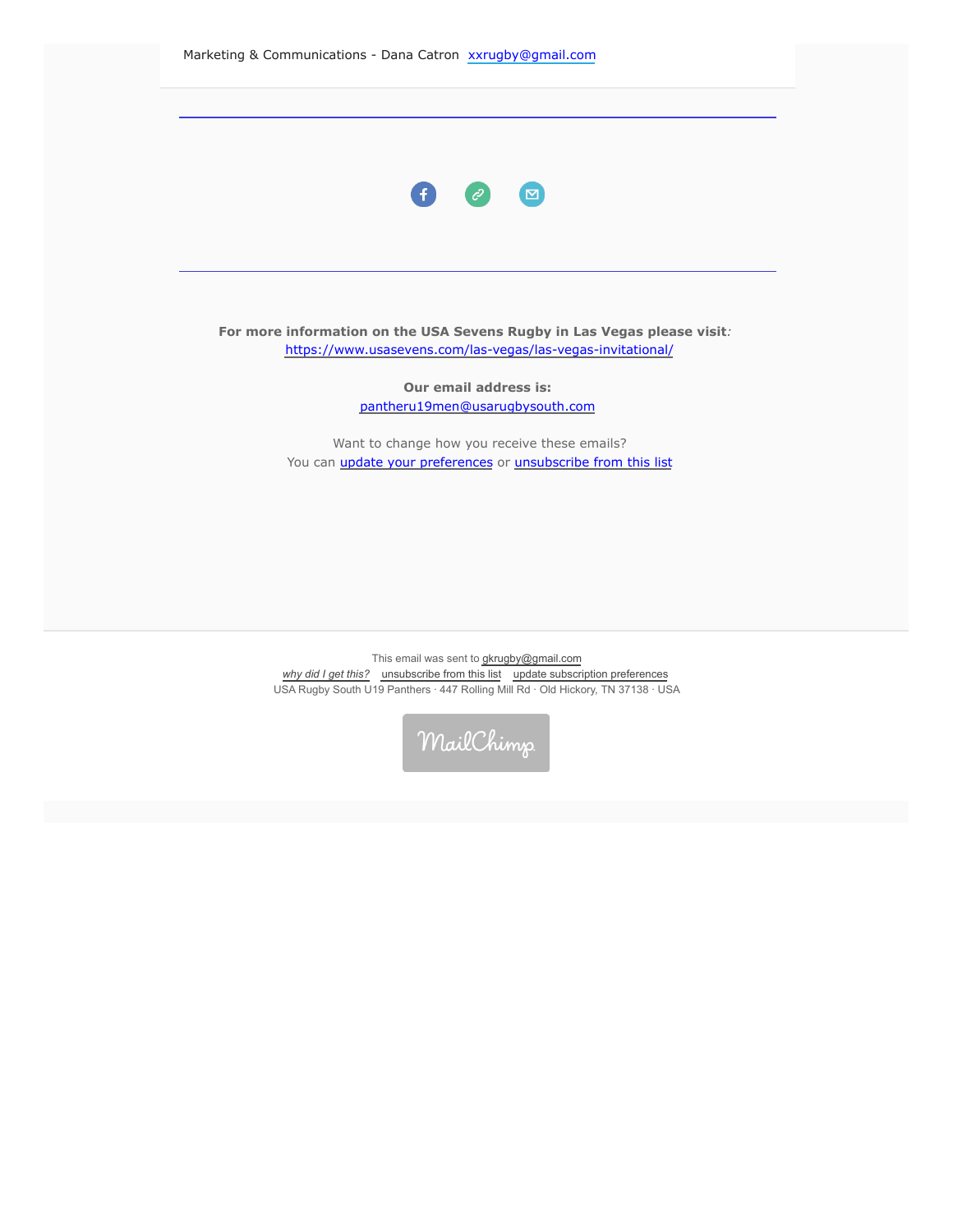Marketing & Communications - Dana Catron xxrugby@gmail.com

---

---

**For more information on the USA Sevens Rugby in Las Vegas please visit***:*
https://www.usasevens.com/las-vegas/las-vegas-invitational/

**Our email address is:**
pantheru19men@usarugbysouth.com

Want to change how you receive these emails?
You can update your preferences or unsubscribe from this list

This email was sent to gkrugby@gmail.com
*why did I get this?* unsubscribe from this list update subscription preferences
USA Rugby South U19 Panthers · 447 Rolling Mill Rd · Old Hickory, TN 37138 · USA

MailChimp